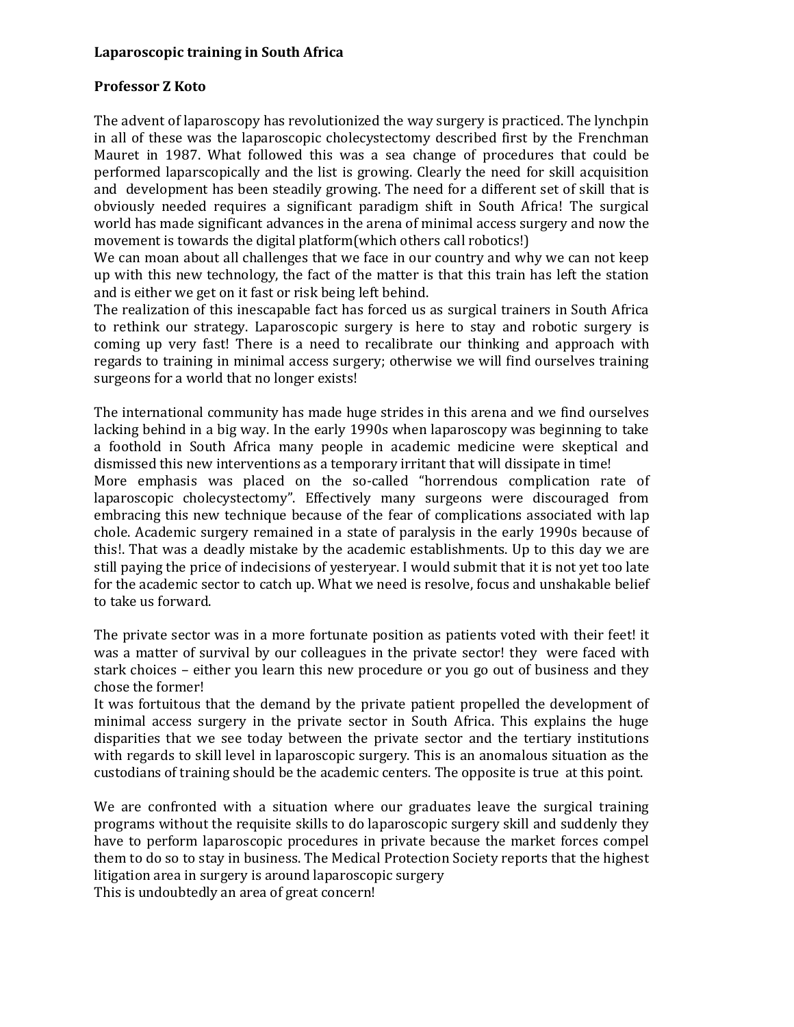# Laparoscopic training in South Africa

**Professor Z Koto**

The advent of laparoscopy has revolutionized the way surgery is practiced. The lynchpin in all of these was the laparoscopic cholecystectomy described first by the Frenchman Mauret in 1987. What followed this was a sea change of procedures that could be performed laparscopically and the list is growing. Clearly the need for skill acquisition and development has been steadily growing. The need for a different set of skill that is obviously needed requires a significant paradigm shift in South Africa! The surgical world has made significant advances in the arena of minimal access surgery and now the movement is towards the digital platform(which others call robotics!)
We can moan about all challenges that we face in our country and why we can not keep up with this new technology, the fact of the matter is that this train has left the station and is either we get on it fast or risk being left behind.
The realization of this inescapable fact has forced us as surgical trainers in South Africa to rethink our strategy. Laparoscopic surgery is here to stay and robotic surgery is coming up very fast! There is a need to recalibrate our thinking and approach with regards to training in minimal access surgery; otherwise we will find ourselves training surgeons for a world that no longer exists!

The international community has made huge strides in this arena and we find ourselves lacking behind in a big way. In the early 1990s when laparoscopy was beginning to take a foothold in South Africa many people in academic medicine were skeptical and dismissed this new interventions as a temporary irritant that will dissipate in time!
More emphasis was placed on the so-called "horrendous complication rate of laparoscopic cholecystectomy". Effectively many surgeons were discouraged from embracing this new technique because of the fear of complications associated with lap chole. Academic surgery remained in a state of paralysis in the early 1990s because of this!. That was a deadly mistake by the academic establishments. Up to this day we are still paying the price of indecisions of yesteryear. I would submit that it is not yet too late for the academic sector to catch up. What we need is resolve, focus and unshakable belief to take us forward.

The private sector was in a more fortunate position as patients voted with their feet! it was a matter of survival by our colleagues in the private sector! they were faced with stark choices – either you learn this new procedure or you go out of business and they chose the former!
It was fortuitous that the demand by the private patient propelled the development of minimal access surgery in the private sector in South Africa. This explains the huge disparities that we see today between the private sector and the tertiary institutions with regards to skill level in laparoscopic surgery. This is an anomalous situation as the custodians of training should be the academic centers. The opposite is true at this point.

We are confronted with a situation where our graduates leave the surgical training programs without the requisite skills to do laparoscopic surgery skill and suddenly they have to perform laparoscopic procedures in private because the market forces compel them to do so to stay in business. The Medical Protection Society reports that the highest litigation area in surgery is around laparoscopic surgery
This is undoubtedly an area of great concern!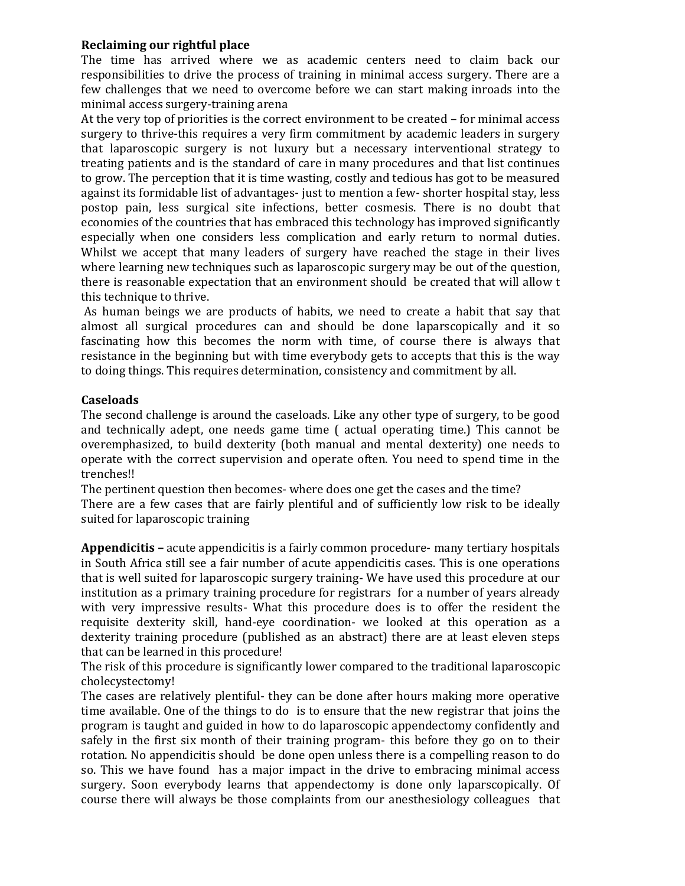**Reclaiming our rightful place**

The time has arrived where we as academic centers need to claim back our responsibilities to drive the process of training in minimal access surgery. There are a few challenges that we need to overcome before we can start making inroads into the minimal access surgery-training arena

At the very top of priorities is the correct environment to be created – for minimal access surgery to thrive-this requires a very firm commitment by academic leaders in surgery that laparoscopic surgery is not luxury but a necessary interventional strategy to treating patients and is the standard of care in many procedures and that list continues to grow. The perception that it is time wasting, costly and tedious has got to be measured against its formidable list of advantages- just to mention a few- shorter hospital stay, less postop pain, less surgical site infections, better cosmesis. There is no doubt that economies of the countries that has embraced this technology has improved significantly especially when one considers less complication and early return to normal duties. Whilst we accept that many leaders of surgery have reached the stage in their lives where learning new techniques such as laparoscopic surgery may be out of the question, there is reasonable expectation that an environment should be created that will allow t this technique to thrive.

As human beings we are products of habits, we need to create a habit that say that almost all surgical procedures can and should be done laparscopically and it so fascinating how this becomes the norm with time, of course there is always that resistance in the beginning but with time everybody gets to accepts that this is the way to doing things. This requires determination, consistency and commitment by all.

**Caseloads**

The second challenge is around the caseloads. Like any other type of surgery, to be good and technically adept, one needs game time ( actual operating time.) This cannot be overemphasized, to build dexterity (both manual and mental dexterity) one needs to operate with the correct supervision and operate often. You need to spend time in the trenches!!

The pertinent question then becomes- where does one get the cases and the time?

There are a few cases that are fairly plentiful and of sufficiently low risk to be ideally suited for laparoscopic training

**Appendicitis –** acute appendicitis is a fairly common procedure- many tertiary hospitals in South Africa still see a fair number of acute appendicitis cases. This is one operations that is well suited for laparoscopic surgery training- We have used this procedure at our institution as a primary training procedure for registrars for a number of years already with very impressive results- What this procedure does is to offer the resident the requisite dexterity skill, hand-eye coordination- we looked at this operation as a dexterity training procedure (published as an abstract) there are at least eleven steps that can be learned in this procedure!

The risk of this procedure is significantly lower compared to the traditional laparoscopic cholecystectomy!

The cases are relatively plentiful- they can be done after hours making more operative time available. One of the things to do is to ensure that the new registrar that joins the program is taught and guided in how to do laparoscopic appendectomy confidently and safely in the first six month of their training program- this before they go on to their rotation. No appendicitis should be done open unless there is a compelling reason to do so. This we have found has a major impact in the drive to embracing minimal access surgery. Soon everybody learns that appendectomy is done only laparscopically. Of course there will always be those complaints from our anesthesiology colleagues that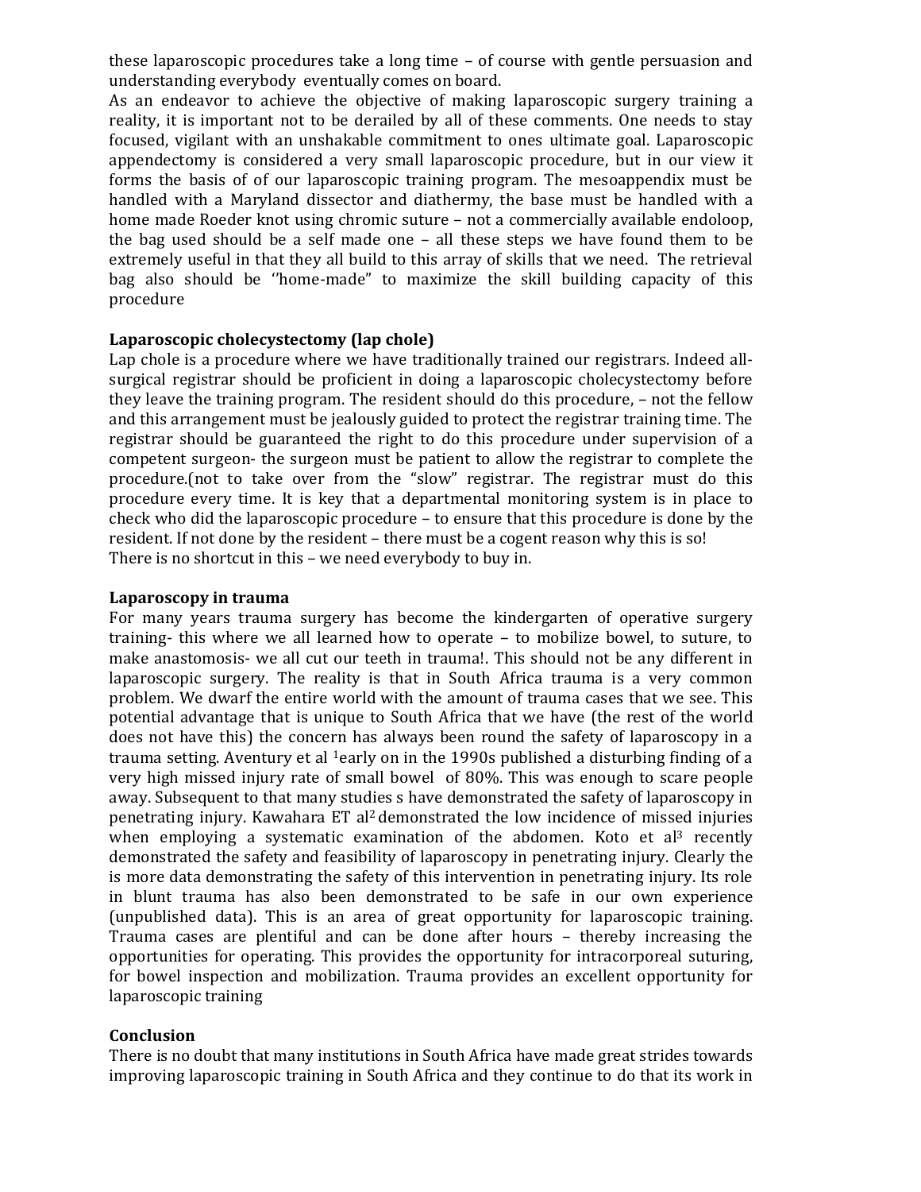these laparoscopic procedures take a long time – of course with gentle persuasion and understanding everybody eventually comes on board.

As an endeavor to achieve the objective of making laparoscopic surgery training a reality, it is important not to be derailed by all of these comments. One needs to stay focused, vigilant with an unshakable commitment to ones ultimate goal. Laparoscopic appendectomy is considered a very small laparoscopic procedure, but in our view it forms the basis of of our laparoscopic training program. The mesoappendix must be handled with a Maryland dissector and diathermy, the base must be handled with a home made Roeder knot using chromic suture – not a commercially available endoloop, the bag used should be a self made one – all these steps we have found them to be extremely useful in that they all build to this array of skills that we need. The retrieval bag also should be ''home-made" to maximize the skill building capacity of this procedure

**Laparoscopic cholecystectomy (lap chole)**

Lap chole is a procedure where we have traditionally trained our registrars. Indeed all-surgical registrar should be proficient in doing a laparoscopic cholecystectomy before they leave the training program. The resident should do this procedure, – not the fellow and this arrangement must be jealously guided to protect the registrar training time. The registrar should be guaranteed the right to do this procedure under supervision of a competent surgeon- the surgeon must be patient to allow the registrar to complete the procedure.(not to take over from the "slow" registrar. The registrar must do this procedure every time. It is key that a departmental monitoring system is in place to check who did the laparoscopic procedure – to ensure that this procedure is done by the resident. If not done by the resident – there must be a cogent reason why this is so!

There is no shortcut in this – we need everybody to buy in.

**Laparoscopy in trauma**

For many years trauma surgery has become the kindergarten of operative surgery training- this where we all learned how to operate – to mobilize bowel, to suture, to make anastomosis- we all cut our teeth in trauma!. This should not be any different in laparoscopic surgery. The reality is that in South Africa trauma is a very common problem. We dwarf the entire world with the amount of trauma cases that we see. This potential advantage that is unique to South Africa that we have (the rest of the world does not have this) the concern has always been round the safety of laparoscopy in a trauma setting. Aventury et al [1]early on in the 1990s published a disturbing finding of a very high missed injury rate of small bowel of 80%. This was enough to scare people away. Subsequent to that many studies s have demonstrated the safety of laparoscopy in penetrating injury. Kawahara ET al[2] demonstrated the low incidence of missed injuries when employing a systematic examination of the abdomen. Koto et al[3] recently demonstrated the safety and feasibility of laparoscopy in penetrating injury. Clearly the is more data demonstrating the safety of this intervention in penetrating injury. Its role in blunt trauma has also been demonstrated to be safe in our own experience (unpublished data). This is an area of great opportunity for laparoscopic training. Trauma cases are plentiful and can be done after hours – thereby increasing the opportunities for operating. This provides the opportunity for intracorporeal suturing, for bowel inspection and mobilization. Trauma provides an excellent opportunity for laparoscopic training

**Conclusion**

There is no doubt that many institutions in South Africa have made great strides towards improving laparoscopic training in South Africa and they continue to do that its work in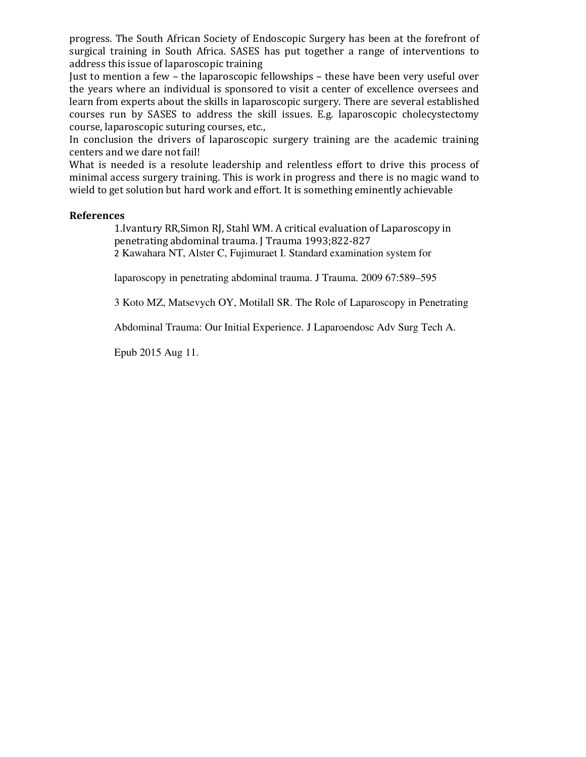progress. The South African Society of Endoscopic Surgery has been at the forefront of surgical training in South Africa. SASES has put together a range of interventions to address this issue of laparoscopic training

Just to mention a few – the laparoscopic fellowships – these have been very useful over the years where an individual is sponsored to visit a center of excellence oversees and learn from experts about the skills in laparoscopic surgery. There are several established courses run by SASES to address the skill issues. E.g. laparoscopic cholecystectomy course, laparoscopic suturing courses, etc.,

In conclusion the drivers of laparoscopic surgery training are the academic training centers and we dare not fail!

What is needed is a resolute leadership and relentless effort to drive this process of minimal access surgery training. This is work in progress and there is no magic wand to wield to get solution but hard work and effort. It is something eminently achievable

**References**

1.Ivantury RR,Simon RJ, Stahl WM. A critical evaluation of Laparoscopy in penetrating abdominal trauma. J Trauma 1993;822-827

2 Kawahara NT, Alster C, Fujimuraet I. Standard examination system for laparoscopy in penetrating abdominal trauma. J Trauma. 2009 67:589–595

3 Koto MZ, Matsevych OY, Motilall SR. The Role of Laparoscopy in Penetrating Abdominal Trauma: Our Initial Experience. J Laparoendosc Adv Surg Tech A. Epub 2015 Aug 11.